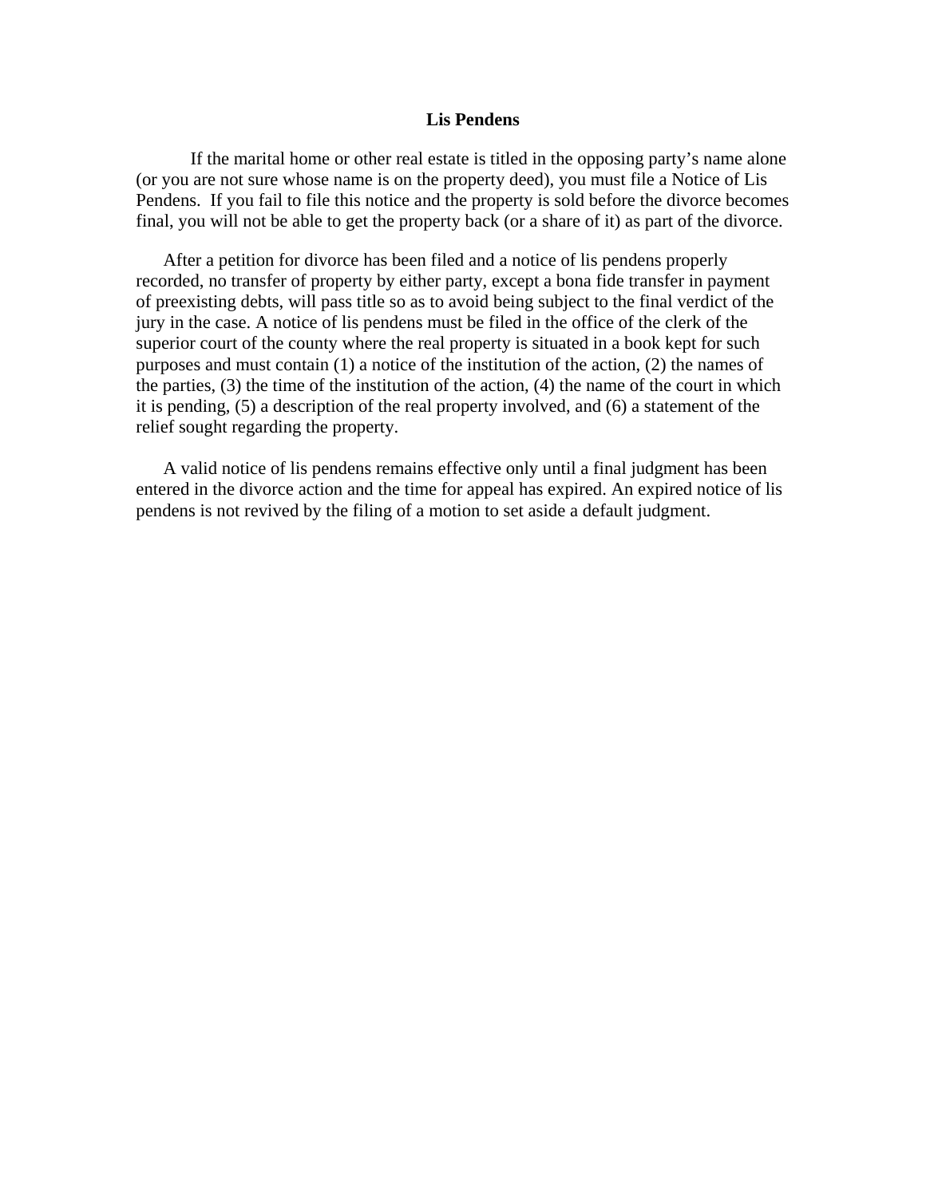# Lis Pendens

If the marital home or other real estate is titled in the opposing party's name alone (or you are not sure whose name is on the property deed), you must file a Notice of Lis Pendens. If you fail to file this notice and the property is sold before the divorce becomes final, you will not be able to get the property back (or a share of it) as part of the divorce.

After a petition for divorce has been filed and a notice of lis pendens properly recorded, no transfer of property by either party, except a bona fide transfer in payment of preexisting debts, will pass title so as to avoid being subject to the final verdict of the jury in the case. A notice of lis pendens must be filed in the office of the clerk of the superior court of the county where the real property is situated in a book kept for such purposes and must contain (1) a notice of the institution of the action, (2) the names of the parties, (3) the time of the institution of the action, (4) the name of the court in which it is pending, (5) a description of the real property involved, and (6) a statement of the relief sought regarding the property.

A valid notice of lis pendens remains effective only until a final judgment has been entered in the divorce action and the time for appeal has expired. An expired notice of lis pendens is not revived by the filing of a motion to set aside a default judgment.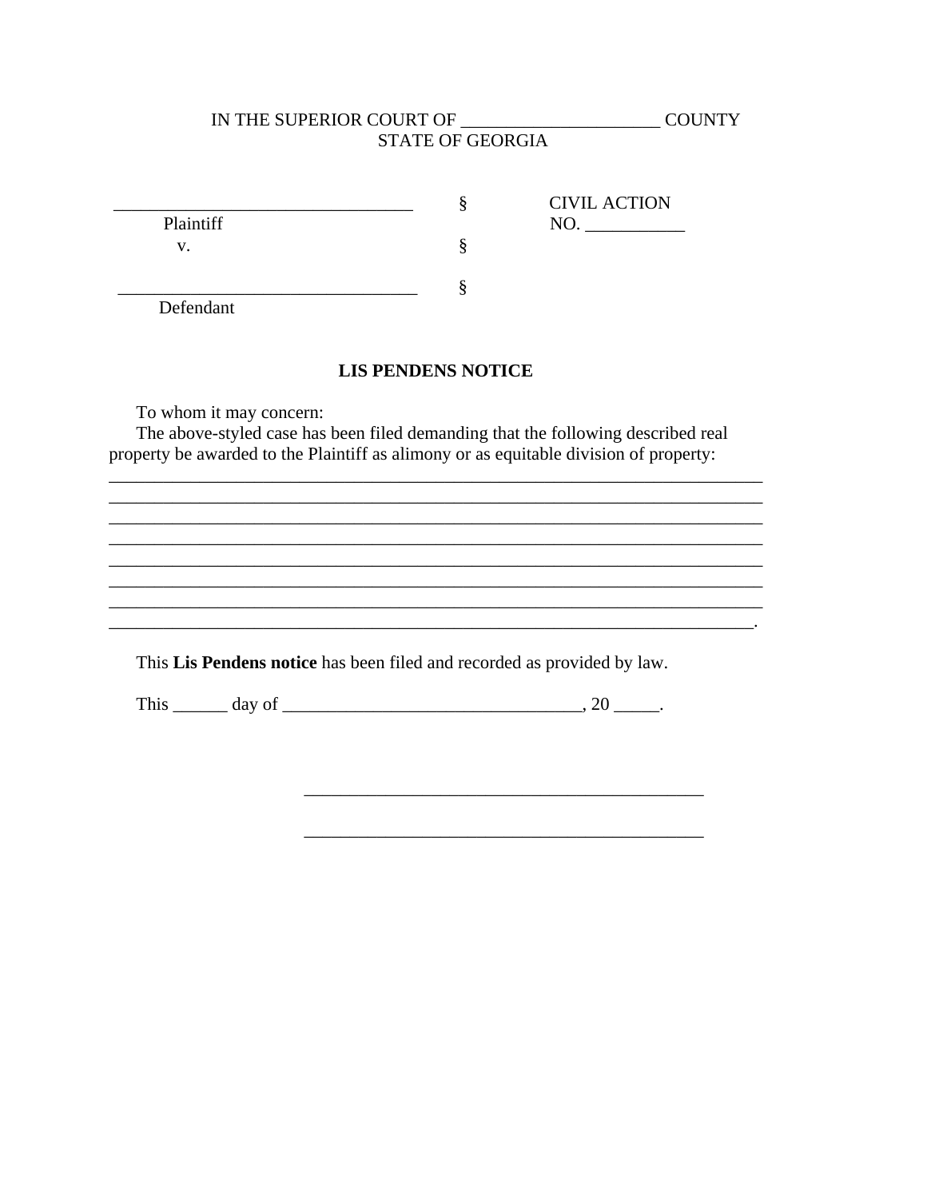IN THE SUPERIOR COURT OF ______________________ COUNTY
STATE OF GEORGIA

| | | |
|---|---|---|
| _________________________________ Plaintiff | § | CIVIL ACTION NO. ___________ |
| v. | § | |
| _________________________________ Defendant | § | |

**LIS PENDENS NOTICE**

To whom it may concern:

The above-styled case has been filed demanding that the following described real property be awarded to the Plaintiff as alimony or as equitable division of property:

__________________________________________________________________________
__________________________________________________________________________
__________________________________________________________________________
__________________________________________________________________________
__________________________________________________________________________
__________________________________________________________________________
__________________________________________________________________________
_________________________________________________________________________.

This **Lis Pendens notice** has been filed and recorded as provided by law.

This ______ day of _________________________________, 20 _____.

____________________________________________

____________________________________________